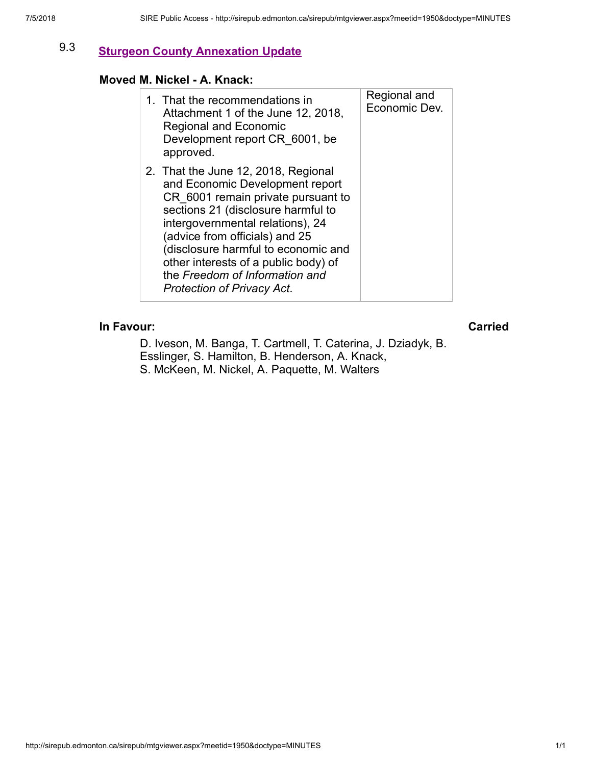## 9.3 Sturgeon County Annexation Update

**Moved M. Nickel - A. Knack:**

| | |
|---|---|
| 1. That the recommendations in Attachment 1 of the June 12, 2018, Regional and Economic Development report CR_6001, be approved.<br>2. That the June 12, 2018, Regional and Economic Development report CR_6001 remain private pursuant to sections 21 (disclosure harmful to intergovernmental relations), 24 (advice from officials) and 25 (disclosure harmful to economic and other interests of a public body) of the *Freedom of Information and Protection of Privacy Act*. | Regional and Economic Dev. |

**In Favour:** **Carried**

D. Iveson, M. Banga, T. Cartmell, T. Caterina, J. Dziadyk, B. Esslinger, S. Hamilton, B. Henderson, A. Knack, S. McKeen, M. Nickel, A. Paquette, M. Walters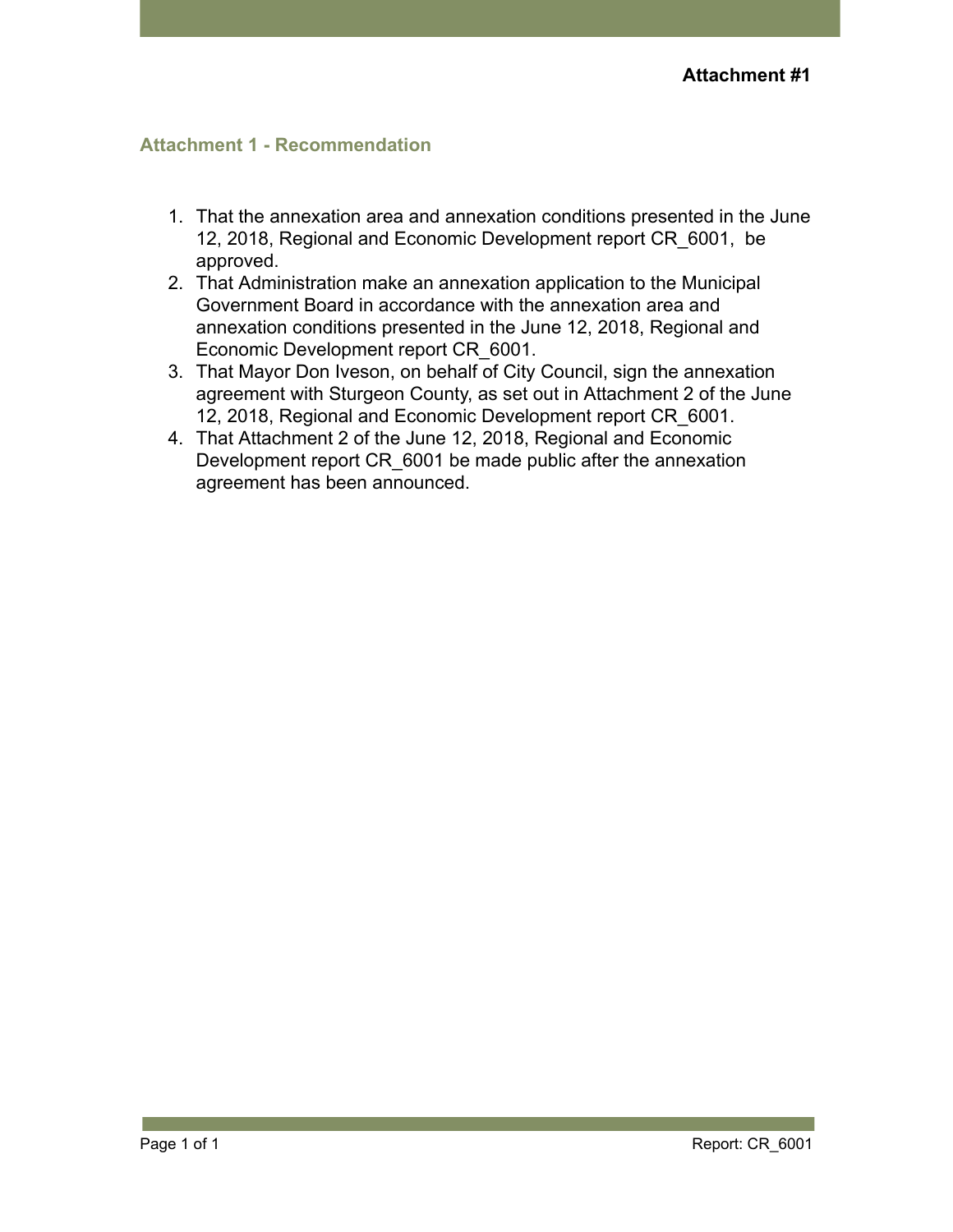**Attachment #1**

## Attachment 1 - Recommendation

1. That the annexation area and annexation conditions presented in the June 12, 2018, Regional and Economic Development report CR_6001, be approved.
2. That Administration make an annexation application to the Municipal Government Board in accordance with the annexation area and annexation conditions presented in the June 12, 2018, Regional and Economic Development report CR_6001.
3. That Mayor Don Iveson, on behalf of City Council, sign the annexation agreement with Sturgeon County, as set out in Attachment 2 of the June 12, 2018, Regional and Economic Development report CR_6001.
4. That Attachment 2 of the June 12, 2018, Regional and Economic Development report CR_6001 be made public after the annexation agreement has been announced.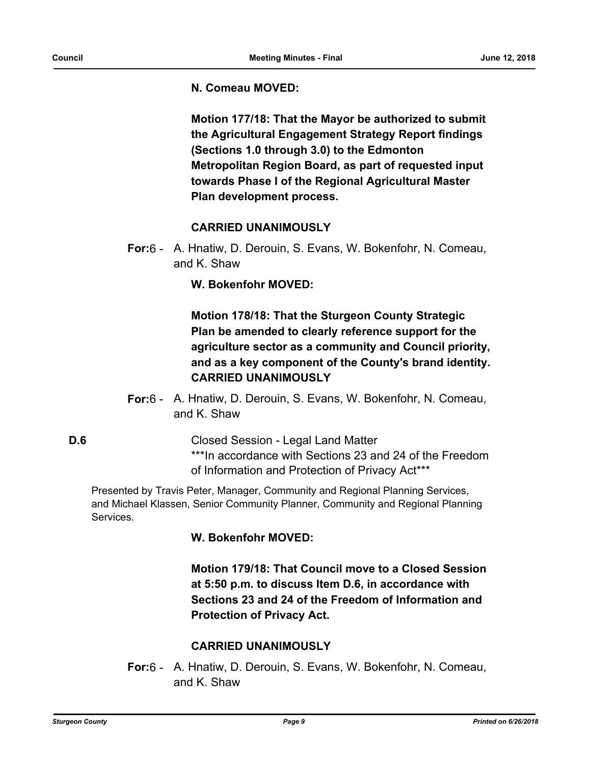**N. Comeau MOVED:**

**Motion 177/18: That the Mayor be authorized to submit the Agricultural Engagement Strategy Report findings (Sections 1.0 through 3.0) to the Edmonton Metropolitan Region Board, as part of requested input towards Phase I of the Regional Agricultural Master Plan development process.**

**CARRIED UNANIMOUSLY**

**For:** 6 - A. Hnatiw, D. Derouin, S. Evans, W. Bokenfohr, N. Comeau, and K. Shaw

**W. Bokenfohr MOVED:**

**Motion 178/18: That the Sturgeon County Strategic Plan be amended to clearly reference support for the agriculture sector as a community and Council priority, and as a key component of the County's brand identity.**
**CARRIED UNANIMOUSLY**

**For:** 6 - A. Hnatiw, D. Derouin, S. Evans, W. Bokenfohr, N. Comeau, and K. Shaw

**D.6** Closed Session - Legal Land Matter
***In accordance with Sections 23 and 24 of the Freedom of Information and Protection of Privacy Act***

Presented by Travis Peter, Manager, Community and Regional Planning Services, and Michael Klassen, Senior Community Planner, Community and Regional Planning Services.

**W. Bokenfohr MOVED:**

**Motion 179/18: That Council move to a Closed Session at 5:50 p.m. to discuss Item D.6, in accordance with Sections 23 and 24 of the Freedom of Information and Protection of Privacy Act.**

**CARRIED UNANIMOUSLY**

**For:** 6 - A. Hnatiw, D. Derouin, S. Evans, W. Bokenfohr, N. Comeau, and K. Shaw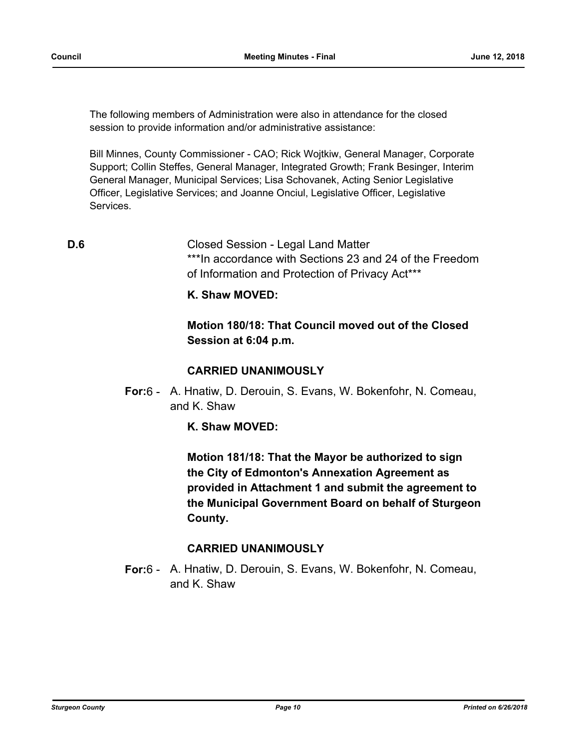The following members of Administration were also in attendance for the closed session to provide information and/or administrative assistance:

Bill Minnes, County Commissioner - CAO; Rick Wojtkiw, General Manager, Corporate Support; Collin Steffes, General Manager, Integrated Growth; Frank Besinger, Interim General Manager, Municipal Services; Lisa Schovanek, Acting Senior Legislative Officer, Legislative Services; and Joanne Onciul, Legislative Officer, Legislative Services.

**D.6** Closed Session - Legal Land Matter
***In accordance with Sections 23 and 24 of the Freedom of Information and Protection of Privacy Act***

**K. Shaw MOVED:**

**Motion 180/18: That Council moved out of the Closed Session at 6:04 p.m.**

**CARRIED UNANIMOUSLY**

**For:** 6 - A. Hnatiw, D. Derouin, S. Evans, W. Bokenfohr, N. Comeau, and K. Shaw

**K. Shaw MOVED:**

**Motion 181/18: That the Mayor be authorized to sign the City of Edmonton's Annexation Agreement as provided in Attachment 1 and submit the agreement to the Municipal Government Board on behalf of Sturgeon County.**

**CARRIED UNANIMOUSLY**

**For:** 6 - A. Hnatiw, D. Derouin, S. Evans, W. Bokenfohr, N. Comeau, and K. Shaw